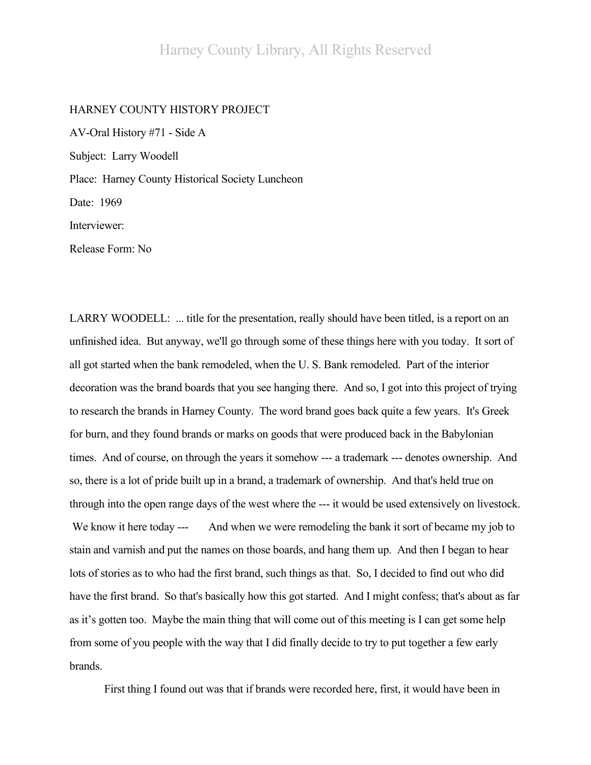HARNEY COUNTY HISTORY PROJECT

AV-Oral History #71 - Side A

Subject: Larry Woodell

Place: Harney County Historical Society Luncheon

Date: 1969

Interviewer:

Release Form: No

LARRY WOODELL: ... title for the presentation, really should have been titled, is a report on an unfinished idea. But anyway, we'll go through some of these things here with you today. It sort of all got started when the bank remodeled, when the U. S. Bank remodeled. Part of the interior decoration was the brand boards that you see hanging there. And so, I got into this project of trying to research the brands in Harney County. The word brand goes back quite a few years. It's Greek for burn, and they found brands or marks on goods that were produced back in the Babylonian times. And of course, on through the years it somehow --- a trademark --- denotes ownership. And so, there is a lot of pride built up in a brand, a trademark of ownership. And that's held true on through into the open range days of the west where the --- it would be used extensively on livestock. We know it here today --- And when we were remodeling the bank it sort of became my job to stain and varnish and put the names on those boards, and hang them up. And then I began to hear lots of stories as to who had the first brand, such things as that. So, I decided to find out who did have the first brand. So that's basically how this got started. And I might confess; that's about as far as it's gotten too. Maybe the main thing that will come out of this meeting is I can get some help from some of you people with the way that I did finally decide to try to put together a few early brands.

First thing I found out was that if brands were recorded here, first, it would have been in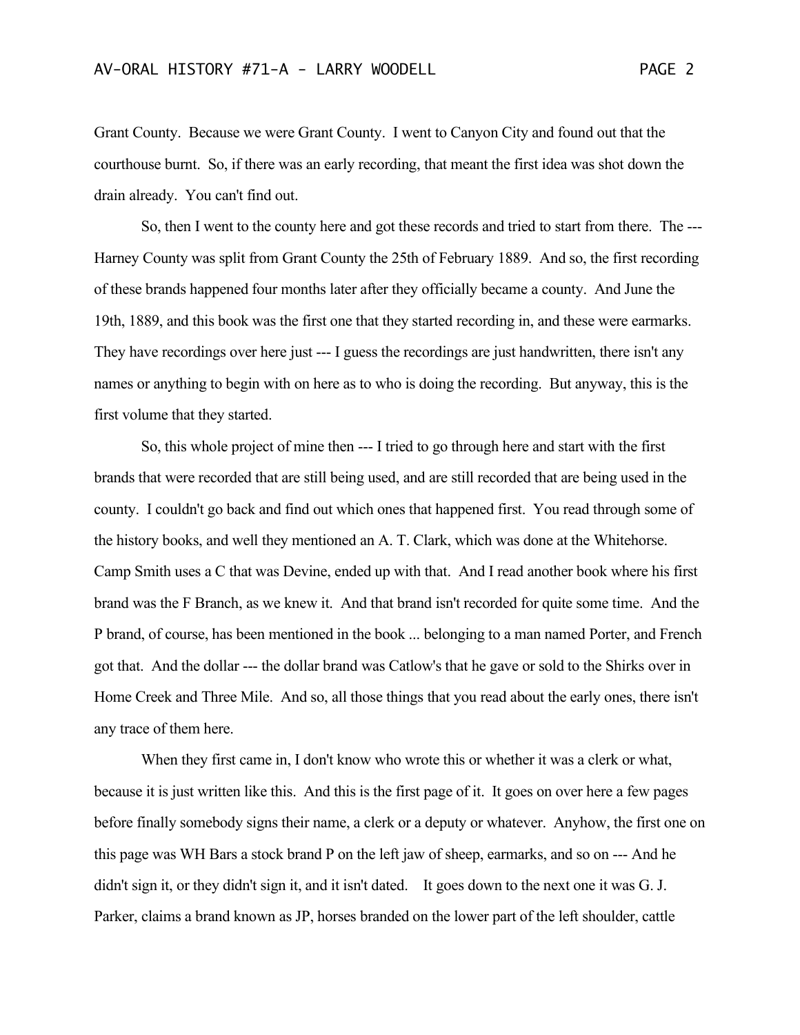Grant County. Because we were Grant County. I went to Canyon City and found out that the courthouse burnt. So, if there was an early recording, that meant the first idea was shot down the drain already. You can't find out.

So, then I went to the county here and got these records and tried to start from there. The --- Harney County was split from Grant County the 25th of February 1889. And so, the first recording of these brands happened four months later after they officially became a county. And June the 19th, 1889, and this book was the first one that they started recording in, and these were earmarks. They have recordings over here just --- I guess the recordings are just handwritten, there isn't any names or anything to begin with on here as to who is doing the recording. But anyway, this is the first volume that they started.

So, this whole project of mine then --- I tried to go through here and start with the first brands that were recorded that are still being used, and are still recorded that are being used in the county. I couldn't go back and find out which ones that happened first. You read through some of the history books, and well they mentioned an A. T. Clark, which was done at the Whitehorse. Camp Smith uses a C that was Devine, ended up with that. And I read another book where his first brand was the F Branch, as we knew it. And that brand isn't recorded for quite some time. And the P brand, of course, has been mentioned in the book ... belonging to a man named Porter, and French got that. And the dollar --- the dollar brand was Catlow's that he gave or sold to the Shirks over in Home Creek and Three Mile. And so, all those things that you read about the early ones, there isn't any trace of them here.

When they first came in, I don't know who wrote this or whether it was a clerk or what, because it is just written like this. And this is the first page of it. It goes on over here a few pages before finally somebody signs their name, a clerk or a deputy or whatever. Anyhow, the first one on this page was WH Bars a stock brand P on the left jaw of sheep, earmarks, and so on --- And he didn't sign it, or they didn't sign it, and it isn't dated. It goes down to the next one it was G. J. Parker, claims a brand known as JP, horses branded on the lower part of the left shoulder, cattle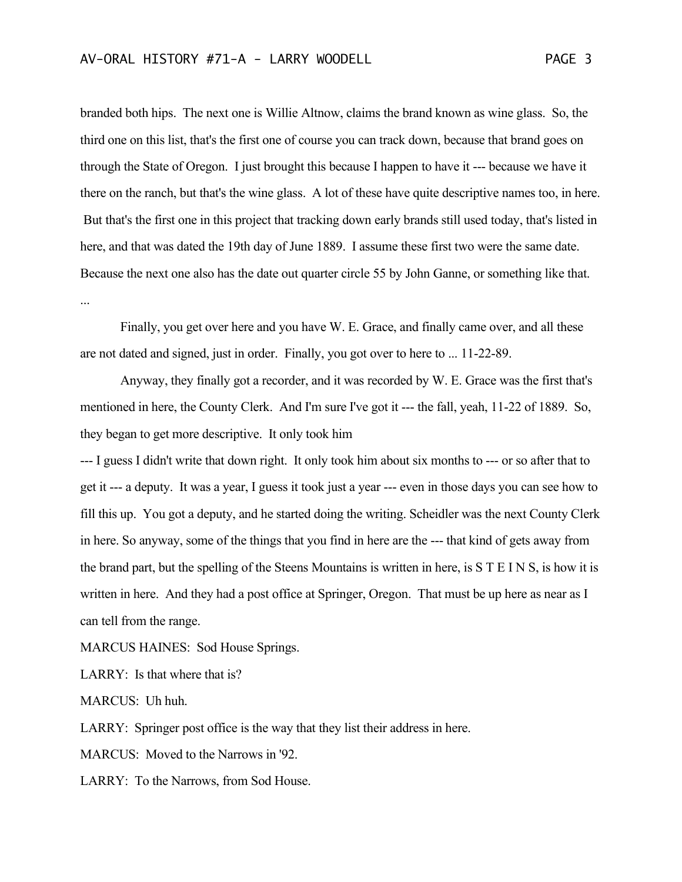branded both hips. The next one is Willie Altnow, claims the brand known as wine glass. So, the third one on this list, that's the first one of course you can track down, because that brand goes on through the State of Oregon. I just brought this because I happen to have it --- because we have it there on the ranch, but that's the wine glass. A lot of these have quite descriptive names too, in here. But that's the first one in this project that tracking down early brands still used today, that's listed in here, and that was dated the 19th day of June 1889. I assume these first two were the same date. Because the next one also has the date out quarter circle 55 by John Ganne, or something like that. ...

Finally, you get over here and you have W. E. Grace, and finally came over, and all these are not dated and signed, just in order. Finally, you got over to here to ... 11-22-89.

Anyway, they finally got a recorder, and it was recorded by W. E. Grace was the first that's mentioned in here, the County Clerk. And I'm sure I've got it --- the fall, yeah, 11-22 of 1889. So, they began to get more descriptive. It only took him

--- I guess I didn't write that down right. It only took him about six months to --- or so after that to get it --- a deputy. It was a year, I guess it took just a year --- even in those days you can see how to fill this up. You got a deputy, and he started doing the writing. Scheidler was the next County Clerk in here. So anyway, some of the things that you find in here are the --- that kind of gets away from the brand part, but the spelling of the Steens Mountains is written in here, is S T E I N S, is how it is written in here. And they had a post office at Springer, Oregon. That must be up here as near as I can tell from the range.

MARCUS HAINES: Sod House Springs.

LARRY: Is that where that is?

MARCUS: Uh huh.

LARRY: Springer post office is the way that they list their address in here.

MARCUS: Moved to the Narrows in '92.

LARRY: To the Narrows, from Sod House.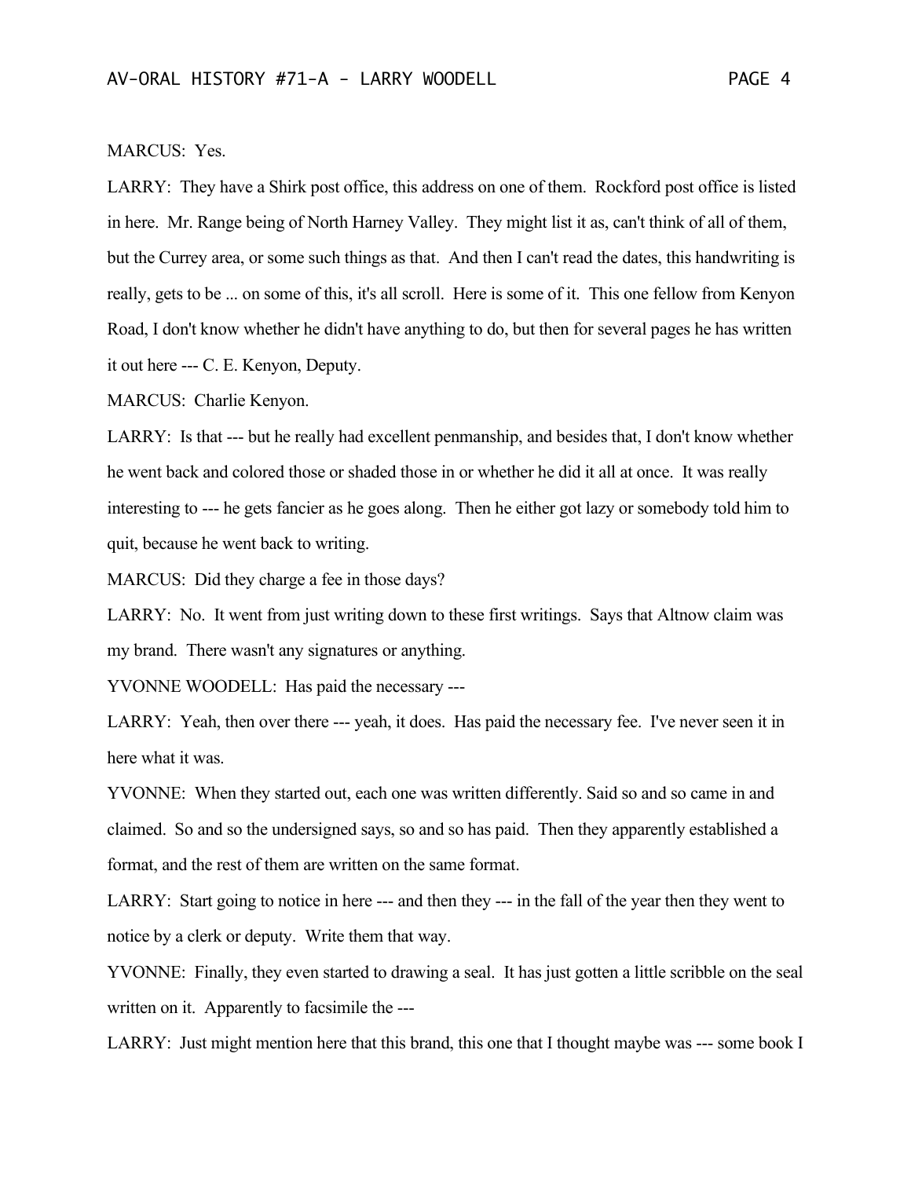MARCUS: Yes.

LARRY: They have a Shirk post office, this address on one of them. Rockford post office is listed in here. Mr. Range being of North Harney Valley. They might list it as, can't think of all of them, but the Currey area, or some such things as that. And then I can't read the dates, this handwriting is really, gets to be ... on some of this, it's all scroll. Here is some of it. This one fellow from Kenyon Road, I don't know whether he didn't have anything to do, but then for several pages he has written it out here --- C. E. Kenyon, Deputy.

MARCUS: Charlie Kenyon.

LARRY: Is that --- but he really had excellent penmanship, and besides that, I don't know whether he went back and colored those or shaded those in or whether he did it all at once. It was really interesting to --- he gets fancier as he goes along. Then he either got lazy or somebody told him to quit, because he went back to writing.

MARCUS: Did they charge a fee in those days?

LARRY: No. It went from just writing down to these first writings. Says that Altnow claim was my brand. There wasn't any signatures or anything.

YVONNE WOODELL: Has paid the necessary ---

LARRY: Yeah, then over there --- yeah, it does. Has paid the necessary fee. I've never seen it in here what it was.

YVONNE: When they started out, each one was written differently. Said so and so came in and claimed. So and so the undersigned says, so and so has paid. Then they apparently established a format, and the rest of them are written on the same format.

LARRY: Start going to notice in here --- and then they --- in the fall of the year then they went to notice by a clerk or deputy. Write them that way.

YVONNE: Finally, they even started to drawing a seal. It has just gotten a little scribble on the seal written on it. Apparently to facsimile the ---

LARRY: Just might mention here that this brand, this one that I thought maybe was --- some book I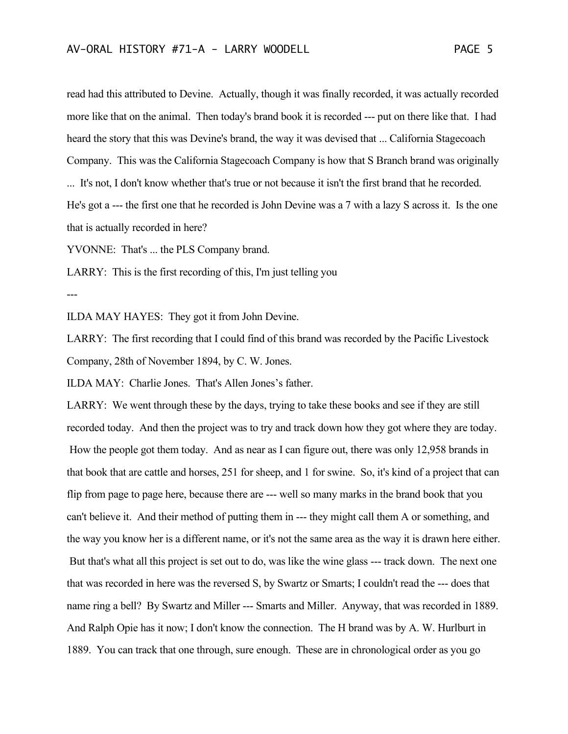read had this attributed to Devine. Actually, though it was finally recorded, it was actually recorded more like that on the animal. Then today's brand book it is recorded --- put on there like that. I had heard the story that this was Devine's brand, the way it was devised that ... California Stagecoach Company. This was the California Stagecoach Company is how that S Branch brand was originally ... It's not, I don't know whether that's true or not because it isn't the first brand that he recorded. He's got a --- the first one that he recorded is John Devine was a 7 with a lazy S across it. Is the one that is actually recorded in here?

YVONNE: That's ... the PLS Company brand.

LARRY: This is the first recording of this, I'm just telling you

---

ILDA MAY HAYES: They got it from John Devine.

LARRY: The first recording that I could find of this brand was recorded by the Pacific Livestock Company, 28th of November 1894, by C. W. Jones.

ILDA MAY: Charlie Jones. That's Allen Jones's father.

LARRY: We went through these by the days, trying to take these books and see if they are still recorded today. And then the project was to try and track down how they got where they are today. How the people got them today. And as near as I can figure out, there was only 12,958 brands in that book that are cattle and horses, 251 for sheep, and 1 for swine. So, it's kind of a project that can flip from page to page here, because there are --- well so many marks in the brand book that you can't believe it. And their method of putting them in --- they might call them A or something, and the way you know her is a different name, or it's not the same area as the way it is drawn here either. But that's what all this project is set out to do, was like the wine glass --- track down. The next one that was recorded in here was the reversed S, by Swartz or Smarts; I couldn't read the --- does that name ring a bell? By Swartz and Miller --- Smarts and Miller. Anyway, that was recorded in 1889. And Ralph Opie has it now; I don't know the connection. The H brand was by A. W. Hurlburt in 1889. You can track that one through, sure enough. These are in chronological order as you go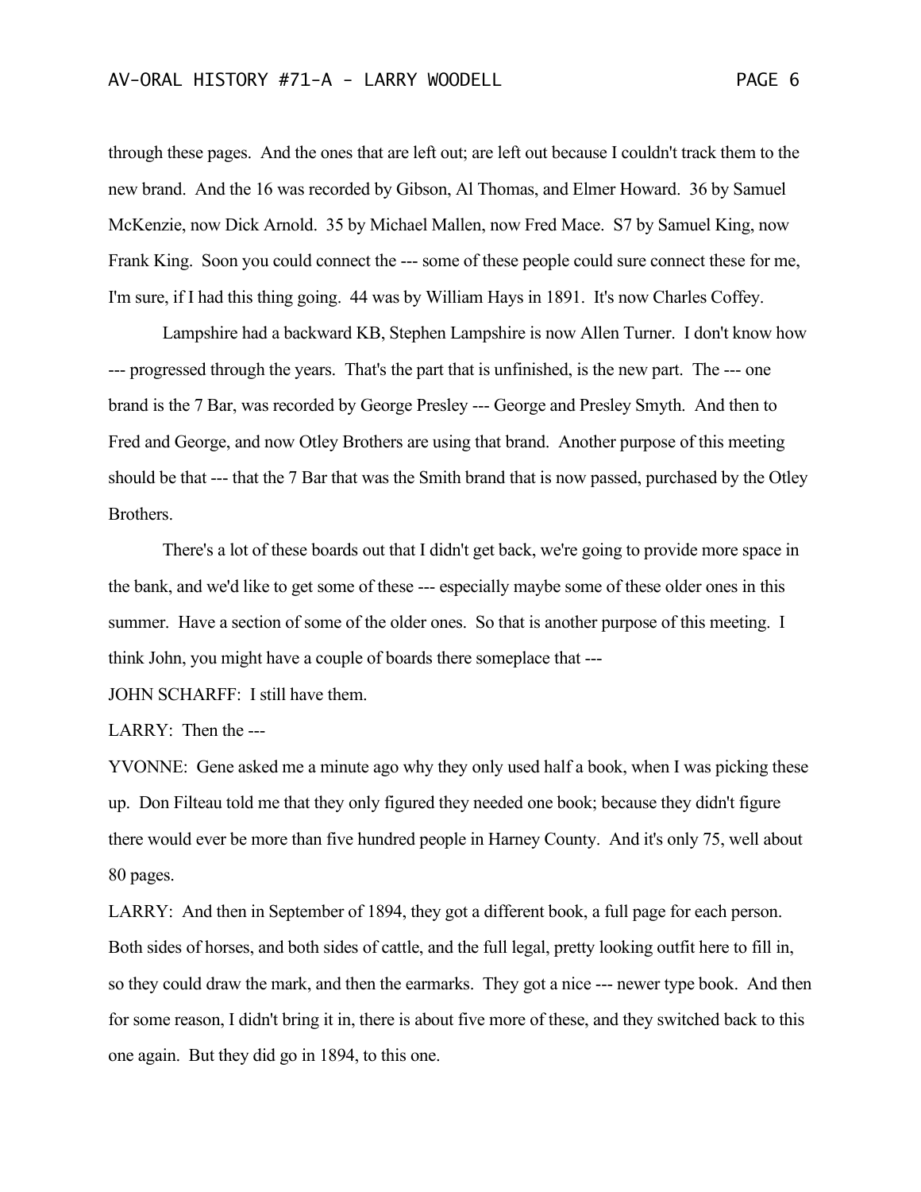through these pages. And the ones that are left out; are left out because I couldn't track them to the new brand. And the 16 was recorded by Gibson, Al Thomas, and Elmer Howard. 36 by Samuel McKenzie, now Dick Arnold. 35 by Michael Mallen, now Fred Mace. S7 by Samuel King, now Frank King. Soon you could connect the --- some of these people could sure connect these for me, I'm sure, if I had this thing going. 44 was by William Hays in 1891. It's now Charles Coffey.

Lampshire had a backward KB, Stephen Lampshire is now Allen Turner. I don't know how --- progressed through the years. That's the part that is unfinished, is the new part. The --- one brand is the 7 Bar, was recorded by George Presley --- George and Presley Smyth. And then to Fred and George, and now Otley Brothers are using that brand. Another purpose of this meeting should be that --- that the 7 Bar that was the Smith brand that is now passed, purchased by the Otley Brothers.

There's a lot of these boards out that I didn't get back, we're going to provide more space in the bank, and we'd like to get some of these --- especially maybe some of these older ones in this summer. Have a section of some of the older ones. So that is another purpose of this meeting. I think John, you might have a couple of boards there someplace that ---

JOHN SCHARFF: I still have them.

LARRY: Then the ---

YVONNE: Gene asked me a minute ago why they only used half a book, when I was picking these up. Don Filteau told me that they only figured they needed one book; because they didn't figure there would ever be more than five hundred people in Harney County. And it's only 75, well about 80 pages.

LARRY: And then in September of 1894, they got a different book, a full page for each person. Both sides of horses, and both sides of cattle, and the full legal, pretty looking outfit here to fill in, so they could draw the mark, and then the earmarks. They got a nice --- newer type book. And then for some reason, I didn't bring it in, there is about five more of these, and they switched back to this one again. But they did go in 1894, to this one.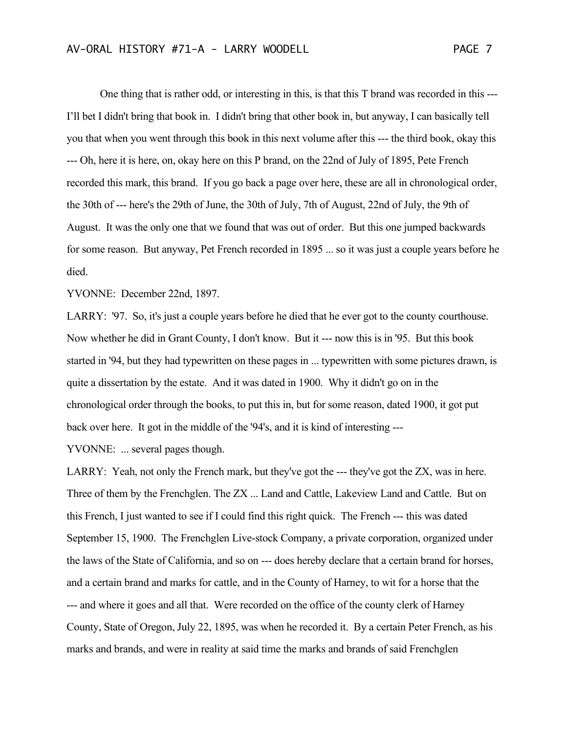One thing that is rather odd, or interesting in this, is that this T brand was recorded in this --- I'll bet I didn't bring that book in. I didn't bring that other book in, but anyway, I can basically tell you that when you went through this book in this next volume after this --- the third book, okay this --- Oh, here it is here, on, okay here on this P brand, on the 22nd of July of 1895, Pete French recorded this mark, this brand. If you go back a page over here, these are all in chronological order, the 30th of --- here's the 29th of June, the 30th of July, 7th of August, 22nd of July, the 9th of August. It was the only one that we found that was out of order. But this one jumped backwards for some reason. But anyway, Pet French recorded in 1895 ... so it was just a couple years before he died.

YVONNE: December 22nd, 1897.

LARRY: '97. So, it's just a couple years before he died that he ever got to the county courthouse. Now whether he did in Grant County, I don't know. But it --- now this is in '95. But this book started in '94, but they had typewritten on these pages in ... typewritten with some pictures drawn, is quite a dissertation by the estate. And it was dated in 1900. Why it didn't go on in the chronological order through the books, to put this in, but for some reason, dated 1900, it got put back over here. It got in the middle of the '94's, and it is kind of interesting ---

YVONNE: ... several pages though.

LARRY: Yeah, not only the French mark, but they've got the --- they've got the ZX, was in here. Three of them by the Frenchglen. The ZX ... Land and Cattle, Lakeview Land and Cattle. But on this French, I just wanted to see if I could find this right quick. The French --- this was dated September 15, 1900. The Frenchglen Live-stock Company, a private corporation, organized under the laws of the State of California, and so on --- does hereby declare that a certain brand for horses, and a certain brand and marks for cattle, and in the County of Harney, to wit for a horse that the --- and where it goes and all that. Were recorded on the office of the county clerk of Harney County, State of Oregon, July 22, 1895, was when he recorded it. By a certain Peter French, as his marks and brands, and were in reality at said time the marks and brands of said Frenchglen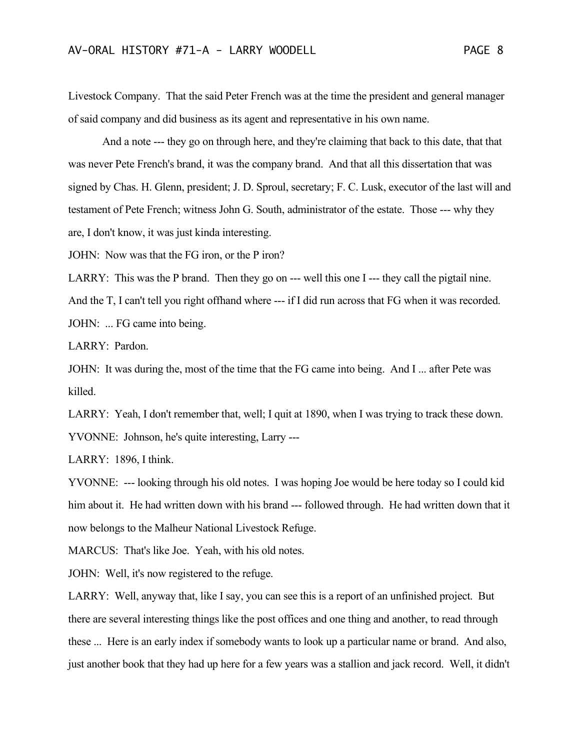Livestock Company. That the said Peter French was at the time the president and general manager of said company and did business as its agent and representative in his own name.

And a note --- they go on through here, and they're claiming that back to this date, that that was never Pete French's brand, it was the company brand. And that all this dissertation that was signed by Chas. H. Glenn, president; J. D. Sproul, secretary; F. C. Lusk, executor of the last will and testament of Pete French; witness John G. South, administrator of the estate. Those --- why they are, I don't know, it was just kinda interesting.

JOHN: Now was that the FG iron, or the P iron?

LARRY: This was the P brand. Then they go on --- well this one I --- they call the pigtail nine. And the T, I can't tell you right offhand where --- if I did run across that FG when it was recorded.

JOHN: ... FG came into being.

LARRY: Pardon.

JOHN: It was during the, most of the time that the FG came into being. And I ... after Pete was killed.

LARRY: Yeah, I don't remember that, well; I quit at 1890, when I was trying to track these down.

YVONNE: Johnson, he's quite interesting, Larry ---

LARRY: 1896, I think.

YVONNE: --- looking through his old notes. I was hoping Joe would be here today so I could kid him about it. He had written down with his brand --- followed through. He had written down that it now belongs to the Malheur National Livestock Refuge.

MARCUS: That's like Joe. Yeah, with his old notes.

JOHN: Well, it's now registered to the refuge.

LARRY: Well, anyway that, like I say, you can see this is a report of an unfinished project. But there are several interesting things like the post offices and one thing and another, to read through these ... Here is an early index if somebody wants to look up a particular name or brand. And also, just another book that they had up here for a few years was a stallion and jack record. Well, it didn't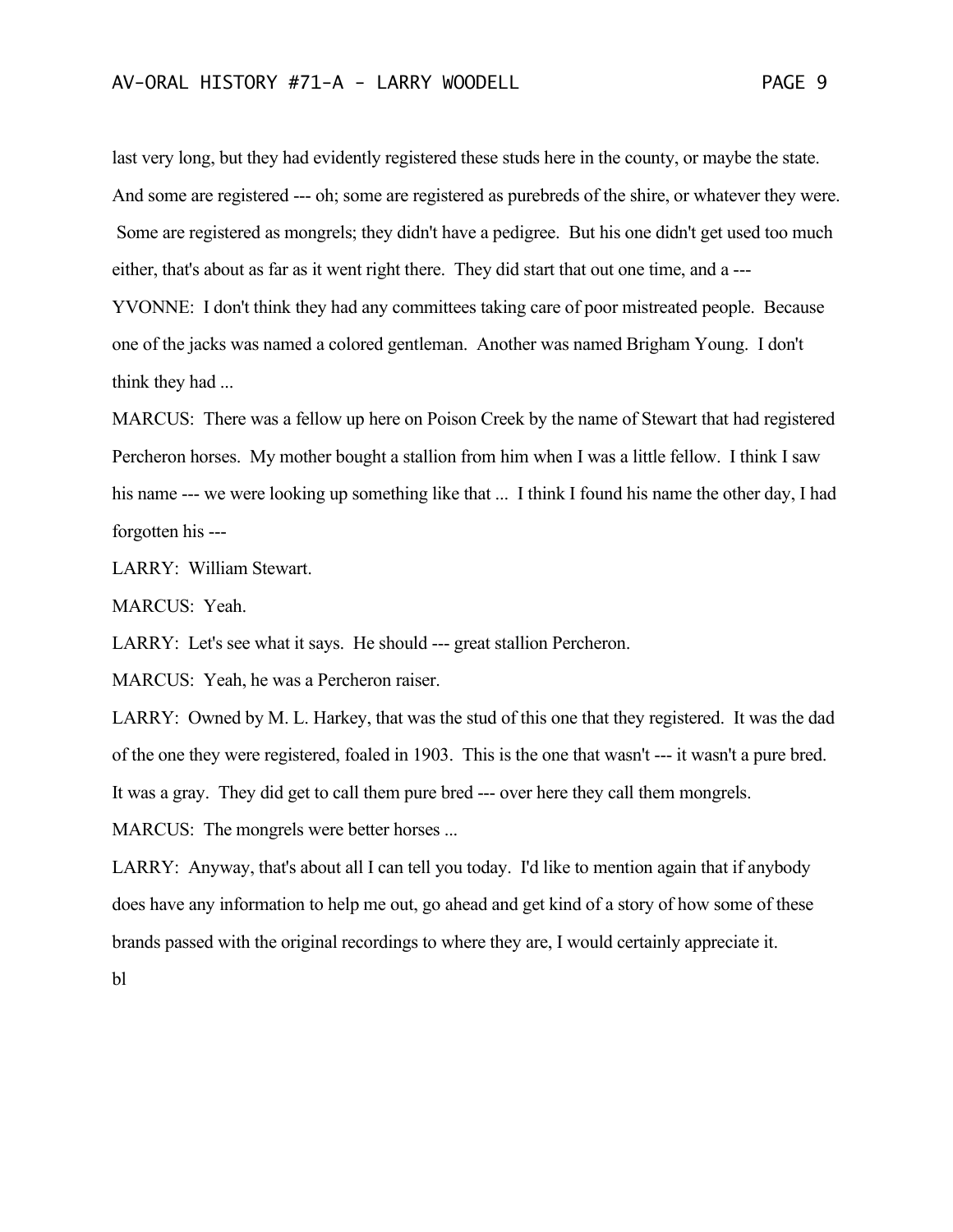last very long, but they had evidently registered these studs here in the county, or maybe the state. And some are registered --- oh; some are registered as purebreds of the shire, or whatever they were. Some are registered as mongrels; they didn't have a pedigree. But his one didn't get used too much either, that's about as far as it went right there. They did start that out one time, and a ---

YVONNE: I don't think they had any committees taking care of poor mistreated people. Because one of the jacks was named a colored gentleman. Another was named Brigham Young. I don't think they had ...

MARCUS: There was a fellow up here on Poison Creek by the name of Stewart that had registered Percheron horses. My mother bought a stallion from him when I was a little fellow. I think I saw his name --- we were looking up something like that ... I think I found his name the other day, I had forgotten his ---

LARRY: William Stewart.

MARCUS: Yeah.

LARRY: Let's see what it says. He should --- great stallion Percheron.

MARCUS: Yeah, he was a Percheron raiser.

LARRY: Owned by M. L. Harkey, that was the stud of this one that they registered. It was the dad of the one they were registered, foaled in 1903. This is the one that wasn't --- it wasn't a pure bred. It was a gray. They did get to call them pure bred --- over here they call them mongrels.

MARCUS: The mongrels were better horses ...

LARRY: Anyway, that's about all I can tell you today. I'd like to mention again that if anybody does have any information to help me out, go ahead and get kind of a story of how some of these brands passed with the original recordings to where they are, I would certainly appreciate it.

bl